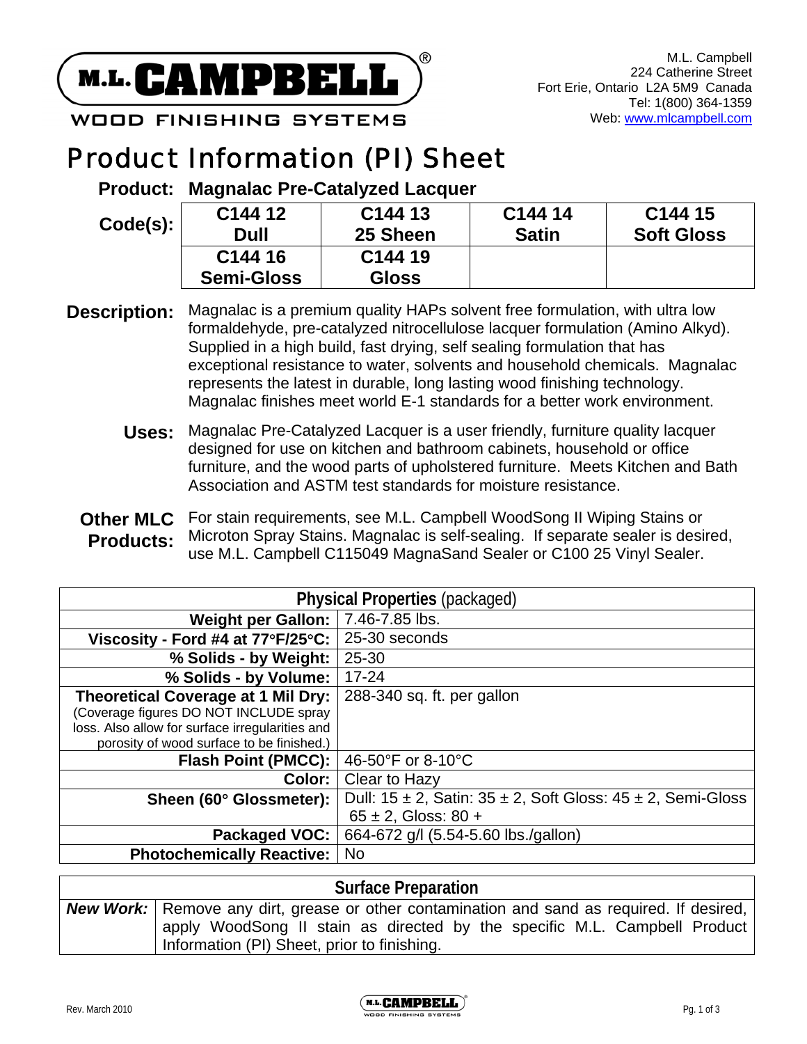M.L. CAMPBELL
WOOD FINISHING SYSTEMS

M.L. Campbell
224 Catherine Street
Fort Erie, Ontario L2A 5M9 Canada
Tel: 1(800) 364-1359
Web: www.mlcampbell.com

# Product Information (PI) Sheet

**Product: Magnalac Pre-Catalyzed Lacquer**

**Code(s):**

| | | | |
|---|---|---|---|
| **C144 12 Dull** | **C144 13 25 Sheen** | **C144 14 Satin** | **C144 15 Soft Gloss** |
| **C144 16 Semi-Gloss** | **C144 19 Gloss** | | |

**Description:** Magnalac is a premium quality HAPs solvent free formulation, with ultra low formaldehyde, pre-catalyzed nitrocellulose lacquer formulation (Amino Alkyd). Supplied in a high build, fast drying, self sealing formulation that has exceptional resistance to water, solvents and household chemicals. Magnalac represents the latest in durable, long lasting wood finishing technology. Magnalac finishes meet world E-1 standards for a better work environment.

**Uses:** Magnalac Pre-Catalyzed Lacquer is a user friendly, furniture quality lacquer designed for use on kitchen and bathroom cabinets, household or office furniture, and the wood parts of upholstered furniture. Meets Kitchen and Bath Association and ASTM test standards for moisture resistance.

**Other MLC Products:** For stain requirements, see M.L. Campbell WoodSong II Wiping Stains or Microton Spray Stains. Magnalac is self-sealing. If separate sealer is desired, use M.L. Campbell C115049 MagnaSand Sealer or C100 25 Vinyl Sealer.

| **Physical Properties** (packaged) | |
|---|---|
| **Weight per Gallon:** | 7.46-7.85 lbs. |
| **Viscosity - Ford #4 at 77°F/25°C:** | 25-30 seconds |
| **% Solids - by Weight:** | 25-30 |
| **% Solids - by Volume:** | 17-24 |
| **Theoretical Coverage at 1 Mil Dry:** (Coverage figures DO NOT INCLUDE spray loss. Also allow for surface irregularities and porosity of wood surface to be finished.) | 288-340 sq. ft. per gallon |
| **Flash Point (PMCC):** | 46-50°F or 8-10°C |
| **Color:** | Clear to Hazy |
| **Sheen (60° Glossmeter):** | Dull: 15 ± 2, Satin: 35 ± 2, Soft Gloss: 45 ± 2, Semi-Gloss 65 ± 2, Gloss: 80 + |
| **Packaged VOC:** | 664-672 g/l (5.54-5.60 lbs./gallon) |
| **Photochemically Reactive:** | No |

| **Surface Preparation** | |
|---|---|
| ***New Work:*** | Remove any dirt, grease or other contamination and sand as required. If desired, apply WoodSong II stain as directed by the specific M.L. Campbell Product Information (PI) Sheet, prior to finishing. |

Rev. March 2010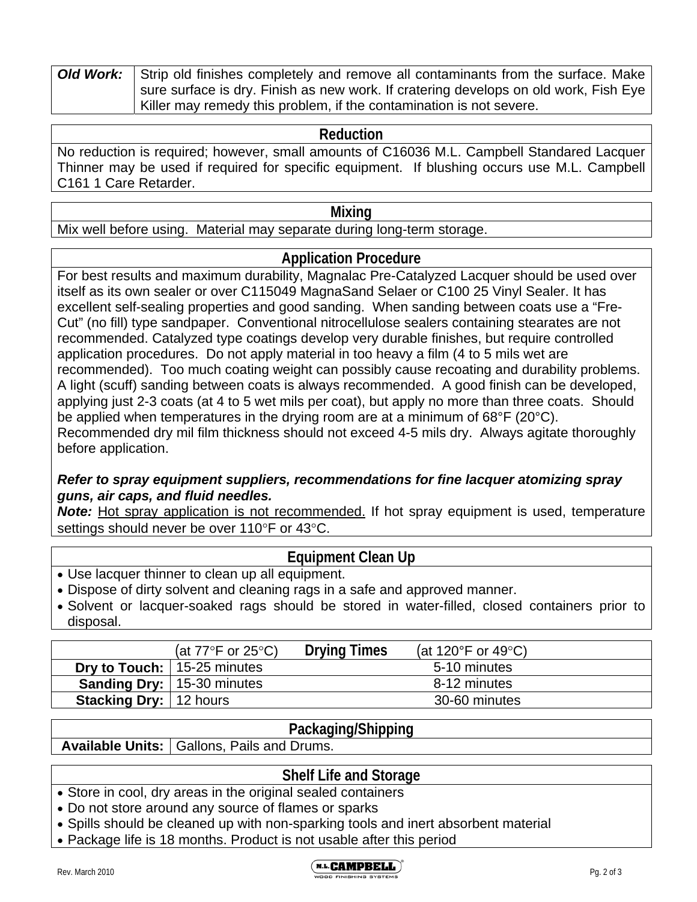| **_Old Work:_** | Strip old finishes completely and remove all contaminants from the surface. Make sure surface is dry. Finish as new work. If cratering develops on old work, Fish Eye Killer may remedy this problem, if the contamination is not severe. |
|---|---|

## Reduction

No reduction is required; however, small amounts of C16036 M.L. Campbell Standared Lacquer Thinner may be used if required for specific equipment. If blushing occurs use M.L. Campbell C161 1 Care Retarder.

## Mixing

Mix well before using. Material may separate during long-term storage.

## Application Procedure

For best results and maximum durability, Magnalac Pre-Catalyzed Lacquer should be used over itself as its own sealer or over C115049 MagnaSand Selaer or C100 25 Vinyl Sealer. It has excellent self-sealing properties and good sanding. When sanding between coats use a "Fre-Cut" (no fill) type sandpaper. Conventional nitrocellulose sealers containing stearates are not recommended. Catalyzed type coatings develop very durable finishes, but require controlled application procedures. Do not apply material in too heavy a film (4 to 5 mils wet are recommended). Too much coating weight can possibly cause recoating and durability problems. A light (scuff) sanding between coats is always recommended. A good finish can be developed, applying just 2-3 coats (at 4 to 5 wet mils per coat), but apply no more than three coats. Should be applied when temperatures in the drying room are at a minimum of 68°F (20°C). Recommended dry mil film thickness should not exceed 4-5 mils dry. Always agitate thoroughly before application.

***Refer to spray equipment suppliers, recommendations for fine lacquer atomizing spray guns, air caps, and fluid needles.***

***Note:*** Hot spray application is not recommended. If hot spray equipment is used, temperature settings should never be over 110°F or 43°C.

## Equipment Clean Up

- Use lacquer thinner to clean up all equipment.
- Dispose of dirty solvent and cleaning rags in a safe and approved manner.
- Solvent or lacquer-soaked rags should be stored in water-filled, closed containers prior to disposal.

## Drying Times

| | (at 77°F or 25°C) | (at 120°F or 49°C) |
|---|---|---|
| **Dry to Touch:** | 15-25 minutes | 5-10 minutes |
| **Sanding Dry:** | 15-30 minutes | 8-12 minutes |
| **Stacking Dry:** | 12 hours | 30-60 minutes |

## Packaging/Shipping

| **Available Units:** | Gallons, Pails and Drums. |
|---|---|

## Shelf Life and Storage

- Store in cool, dry areas in the original sealed containers
- Do not store around any source of flames or sparks
- Spills should be cleaned up with non-sparking tools and inert absorbent material
- Package life is 18 months. Product is not usable after this period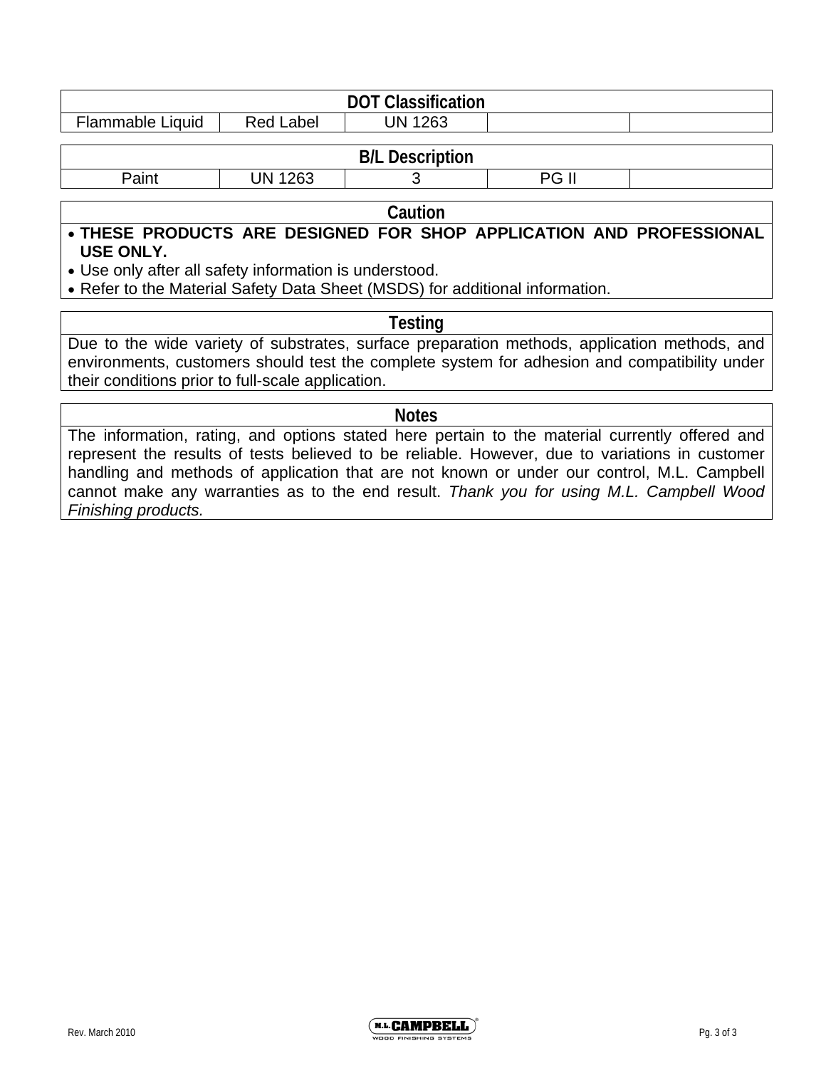| DOT Classification | | | | |
|---|---|---|---|---|
| Flammable Liquid | Red Label | UN 1263 | | |

| B/L Description | | | | |
|---|---|---|---|---|
| Paint | UN 1263 | 3 | PG II | |

### Caution

- **THESE PRODUCTS ARE DESIGNED FOR SHOP APPLICATION AND PROFESSIONAL USE ONLY.**
- Use only after all safety information is understood.
- Refer to the Material Safety Data Sheet (MSDS) for additional information.

### Testing

Due to the wide variety of substrates, surface preparation methods, application methods, and environments, customers should test the complete system for adhesion and compatibility under their conditions prior to full-scale application.

### Notes

The information, rating, and options stated here pertain to the material currently offered and represent the results of tests believed to be reliable. However, due to variations in customer handling and methods of application that are not known or under our control, M.L. Campbell cannot make any warranties as to the end result. *Thank you for using M.L. Campbell Wood Finishing products.*

Rev. March 2010